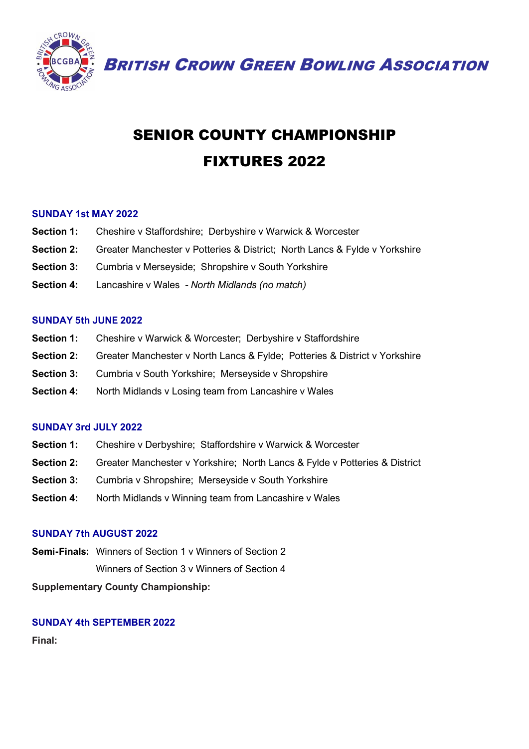**BRITISH CROWN GREEN BOWLING ASSOCIATION**

# SENIOR COUNTY CHAMPIONSHIP

# FIXTURES 2022

## SUNDAY 1st MAY 2022

**Section 1:** Cheshire v Staffordshire; Derbyshire v Warwick & Worcester

**Section 2:** Greater Manchester v Potteries & District; North Lancs & Fylde v Yorkshire

**Section 3:** Cumbria v Merseyside; Shropshire v South Yorkshire

**Section 4:** Lancashire v Wales - *North Midlands (no match)*

## SUNDAY 5th JUNE 2022

**Section 1:** Cheshire v Warwick & Worcester; Derbyshire v Staffordshire

**Section 2:** Greater Manchester v North Lancs & Fylde; Potteries & District v Yorkshire

**Section 3:** Cumbria v South Yorkshire; Merseyside v Shropshire

**Section 4:** North Midlands v Losing team from Lancashire v Wales

## SUNDAY 3rd JULY 2022

**Section 1:** Cheshire v Derbyshire; Staffordshire v Warwick & Worcester

**Section 2:** Greater Manchester v Yorkshire; North Lancs & Fylde v Potteries & District

**Section 3:** Cumbria v Shropshire; Merseyside v South Yorkshire

**Section 4:** North Midlands v Winning team from Lancashire v Wales

## SUNDAY 7th AUGUST 2022

**Semi-Finals:** Winners of Section 1 v Winners of Section 2

Winners of Section 3 v Winners of Section 4

**Supplementary County Championship:**

## SUNDAY 4th SEPTEMBER 2022

**Final:**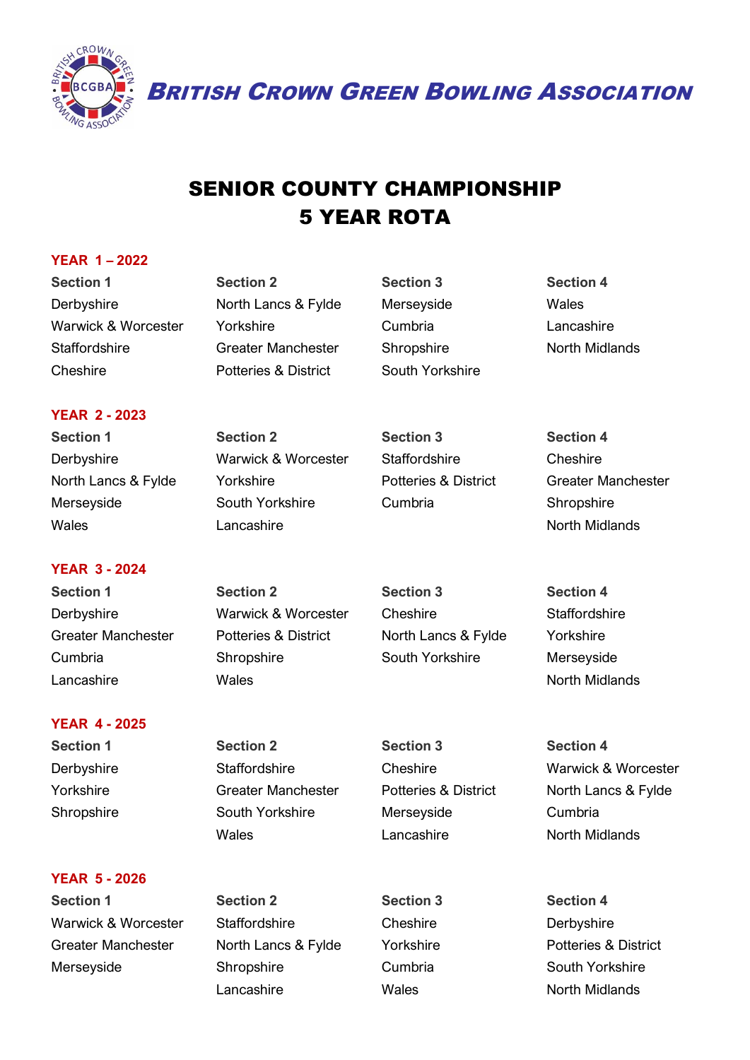BRITISH CROWN GREEN BOWLING ASSOCIATION

# SENIOR COUNTY CHAMPIONSHIP
# 5 YEAR ROTA

## YEAR 1 – 2022

| Section 1 | Section 2 | Section 3 | Section 4 |
|---|---|---|---|
| Derbyshire | North Lancs & Fylde | Merseyside | Wales |
| Warwick & Worcester | Yorkshire | Cumbria | Lancashire |
| Staffordshire | Greater Manchester | Shropshire | North Midlands |
| Cheshire | Potteries & District | South Yorkshire | |

## YEAR 2 - 2023

| Section 1 | Section 2 | Section 3 | Section 4 |
|---|---|---|---|
| Derbyshire | Warwick & Worcester | Staffordshire | Cheshire |
| North Lancs & Fylde | Yorkshire | Potteries & District | Greater Manchester |
| Merseyside | South Yorkshire | Cumbria | Shropshire |
| Wales | Lancashire | | North Midlands |

## YEAR 3 - 2024

| Section 1 | Section 2 | Section 3 | Section 4 |
|---|---|---|---|
| Derbyshire | Warwick & Worcester | Cheshire | Staffordshire |
| Greater Manchester | Potteries & District | North Lancs & Fylde | Yorkshire |
| Cumbria | Shropshire | South Yorkshire | Merseyside |
| Lancashire | Wales | | North Midlands |

## YEAR 4 - 2025

| Section 1 | Section 2 | Section 3 | Section 4 |
|---|---|---|---|
| Derbyshire | Staffordshire | Cheshire | Warwick & Worcester |
| Yorkshire | Greater Manchester | Potteries & District | North Lancs & Fylde |
| Shropshire | South Yorkshire | Merseyside | Cumbria |
| | Wales | Lancashire | North Midlands |

## YEAR 5 - 2026

| Section 1 | Section 2 | Section 3 | Section 4 |
|---|---|---|---|
| Warwick & Worcester | Staffordshire | Cheshire | Derbyshire |
| Greater Manchester | North Lancs & Fylde | Yorkshire | Potteries & District |
| Merseyside | Shropshire | Cumbria | South Yorkshire |
| | Lancashire | Wales | North Midlands |